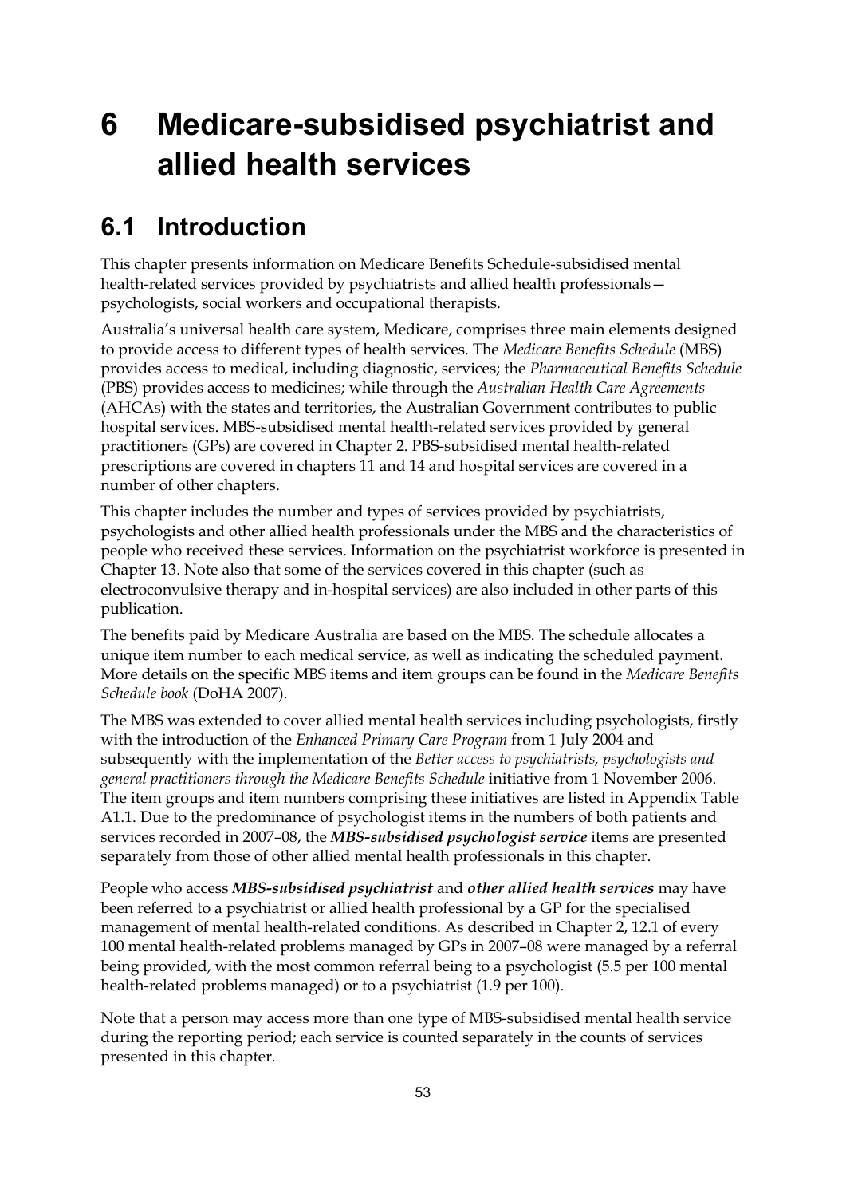# 6 Medicare-subsidised psychiatrist and allied health services

## 6.1 Introduction

This chapter presents information on Medicare Benefits Schedule-subsidised mental health-related services provided by psychiatrists and allied health professionals—psychologists, social workers and occupational therapists.

Australia's universal health care system, Medicare, comprises three main elements designed to provide access to different types of health services. The *Medicare Benefits Schedule* (MBS) provides access to medical, including diagnostic, services; the *Pharmaceutical Benefits Schedule* (PBS) provides access to medicines; while through the *Australian Health Care Agreements* (AHCAs) with the states and territories, the Australian Government contributes to public hospital services. MBS-subsidised mental health-related services provided by general practitioners (GPs) are covered in Chapter 2. PBS-subsidised mental health-related prescriptions are covered in chapters 11 and 14 and hospital services are covered in a number of other chapters.

This chapter includes the number and types of services provided by psychiatrists, psychologists and other allied health professionals under the MBS and the characteristics of people who received these services. Information on the psychiatrist workforce is presented in Chapter 13. Note also that some of the services covered in this chapter (such as electroconvulsive therapy and in-hospital services) are also included in other parts of this publication.

The benefits paid by Medicare Australia are based on the MBS. The schedule allocates a unique item number to each medical service, as well as indicating the scheduled payment. More details on the specific MBS items and item groups can be found in the *Medicare Benefits Schedule book* (DoHA 2007).

The MBS was extended to cover allied mental health services including psychologists, firstly with the introduction of the *Enhanced Primary Care Program* from 1 July 2004 and subsequently with the implementation of the *Better access to psychiatrists, psychologists and general practitioners through the Medicare Benefits Schedule* initiative from 1 November 2006. The item groups and item numbers comprising these initiatives are listed in Appendix Table A1.1. Due to the predominance of psychologist items in the numbers of both patients and services recorded in 2007–08, the ***MBS-subsidised psychologist service*** items are presented separately from those of other allied mental health professionals in this chapter.

People who access ***MBS-subsidised psychiatrist*** and ***other allied health services*** may have been referred to a psychiatrist or allied health professional by a GP for the specialised management of mental health-related conditions. As described in Chapter 2, 12.1 of every 100 mental health-related problems managed by GPs in 2007–08 were managed by a referral being provided, with the most common referral being to a psychologist (5.5 per 100 mental health-related problems managed) or to a psychiatrist (1.9 per 100).

Note that a person may access more than one type of MBS-subsidised mental health service during the reporting period; each service is counted separately in the counts of services presented in this chapter.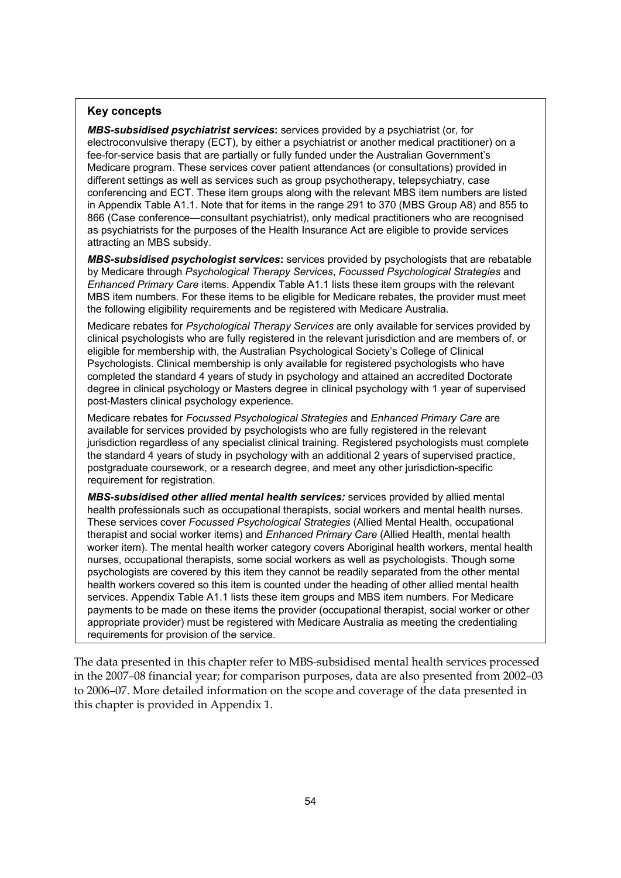**Key concepts**

***MBS-subsidised psychiatrist services*:** services provided by a psychiatrist (or, for electroconvulsive therapy (ECT), by either a psychiatrist or another medical practitioner) on a fee-for-service basis that are partially or fully funded under the Australian Government's Medicare program. These services cover patient attendances (or consultations) provided in different settings as well as services such as group psychotherapy, telepsychiatry, case conferencing and ECT. These item groups along with the relevant MBS item numbers are listed in Appendix Table A1.1. Note that for items in the range 291 to 370 (MBS Group A8) and 855 to 866 (Case conference—consultant psychiatrist), only medical practitioners who are recognised as psychiatrists for the purposes of the Health Insurance Act are eligible to provide services attracting an MBS subsidy.

***MBS-subsidised psychologist services*:** services provided by psychologists that are rebatable by Medicare through *Psychological Therapy Services*, *Focussed Psychological Strategies* and *Enhanced Primary Care* items. Appendix Table A1.1 lists these item groups with the relevant MBS item numbers. For these items to be eligible for Medicare rebates, the provider must meet the following eligibility requirements and be registered with Medicare Australia.

Medicare rebates for *Psychological Therapy Services* are only available for services provided by clinical psychologists who are fully registered in the relevant jurisdiction and are members of, or eligible for membership with, the Australian Psychological Society's College of Clinical Psychologists. Clinical membership is only available for registered psychologists who have completed the standard 4 years of study in psychology and attained an accredited Doctorate degree in clinical psychology or Masters degree in clinical psychology with 1 year of supervised post-Masters clinical psychology experience.

Medicare rebates for *Focussed Psychological Strategies* and *Enhanced Primary Care* are available for services provided by psychologists who are fully registered in the relevant jurisdiction regardless of any specialist clinical training. Registered psychologists must complete the standard 4 years of study in psychology with an additional 2 years of supervised practice, postgraduate coursework, or a research degree, and meet any other jurisdiction-specific requirement for registration.

***MBS-subsidised other allied mental health services:*** services provided by allied mental health professionals such as occupational therapists, social workers and mental health nurses. These services cover *Focussed Psychological Strategies* (Allied Mental Health, occupational therapist and social worker items) and *Enhanced Primary Care* (Allied Health, mental health worker item). The mental health worker category covers Aboriginal health workers, mental health nurses, occupational therapists, some social workers as well as psychologists. Though some psychologists are covered by this item they cannot be readily separated from the other mental health workers covered so this item is counted under the heading of other allied mental health services. Appendix Table A1.1 lists these item groups and MBS item numbers. For Medicare payments to be made on these items the provider (occupational therapist, social worker or other appropriate provider) must be registered with Medicare Australia as meeting the credentialing requirements for provision of the service.

The data presented in this chapter refer to MBS-subsidised mental health services processed in the 2007–08 financial year; for comparison purposes, data are also presented from 2002–03 to 2006–07. More detailed information on the scope and coverage of the data presented in this chapter is provided in Appendix 1.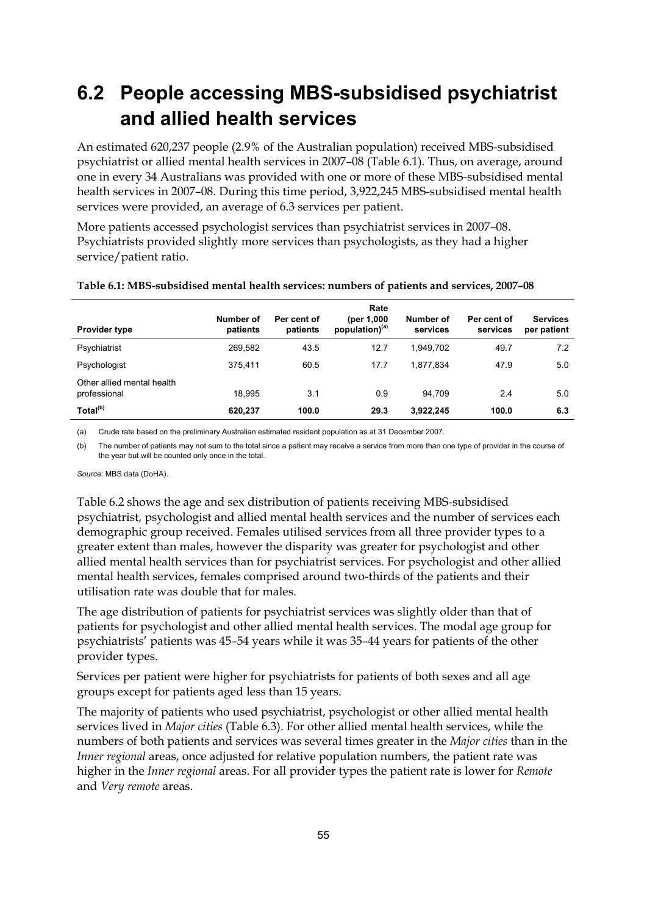# 6.2 People accessing MBS-subsidised psychiatrist and allied health services

An estimated 620,237 people (2.9% of the Australian population) received MBS-subsidised psychiatrist or allied mental health services in 2007–08 (Table 6.1). Thus, on average, around one in every 34 Australians was provided with one or more of these MBS-subsidised mental health services in 2007–08. During this time period, 3,922,245 MBS-subsidised mental health services were provided, an average of 6.3 services per patient.

More patients accessed psychologist services than psychiatrist services in 2007–08. Psychiatrists provided slightly more services than psychologists, as they had a higher service/patient ratio.

**Table 6.1: MBS-subsidised mental health services: numbers of patients and services, 2007–08**

| Provider type | Number of patients | Per cent of patients | Rate (per 1,000 population)[(a)] | Number of services | Per cent of services | Services per patient |
|---|---|---|---|---|---|---|
| Psychiatrist | 269,582 | 43.5 | 12.7 | 1,949,702 | 49.7 | 7.2 |
| Psychologist | 375,411 | 60.5 | 17.7 | 1,877,834 | 47.9 | 5.0 |
| Other allied mental health professional | 18,995 | 3.1 | 0.9 | 94,709 | 2.4 | 5.0 |
| **Total[(b)]** | **620,237** | **100.0** | **29.3** | **3,922,245** | **100.0** | **6.3** |

(a) Crude rate based on the preliminary Australian estimated resident population as at 31 December 2007.

(b) The number of patients may not sum to the total since a patient may receive a service from more than one type of provider in the course of the year but will be counted only once in the total.

*Source:* MBS data (DoHA).

Table 6.2 shows the age and sex distribution of patients receiving MBS-subsidised psychiatrist, psychologist and allied mental health services and the number of services each demographic group received. Females utilised services from all three provider types to a greater extent than males, however the disparity was greater for psychologist and other allied mental health services than for psychiatrist services. For psychologist and other allied mental health services, females comprised around two-thirds of the patients and their utilisation rate was double that for males.

The age distribution of patients for psychiatrist services was slightly older than that of patients for psychologist and other allied mental health services. The modal age group for psychiatrists' patients was 45–54 years while it was 35–44 years for patients of the other provider types.

Services per patient were higher for psychiatrists for patients of both sexes and all age groups except for patients aged less than 15 years.

The majority of patients who used psychiatrist, psychologist or other allied mental health services lived in *Major cities* (Table 6.3). For other allied mental health services, while the numbers of both patients and services was several times greater in the *Major cities* than in the *Inner regional* areas, once adjusted for relative population numbers, the patient rate was higher in the *Inner regional* areas. For all provider types the patient rate is lower for *Remote* and *Very remote* areas.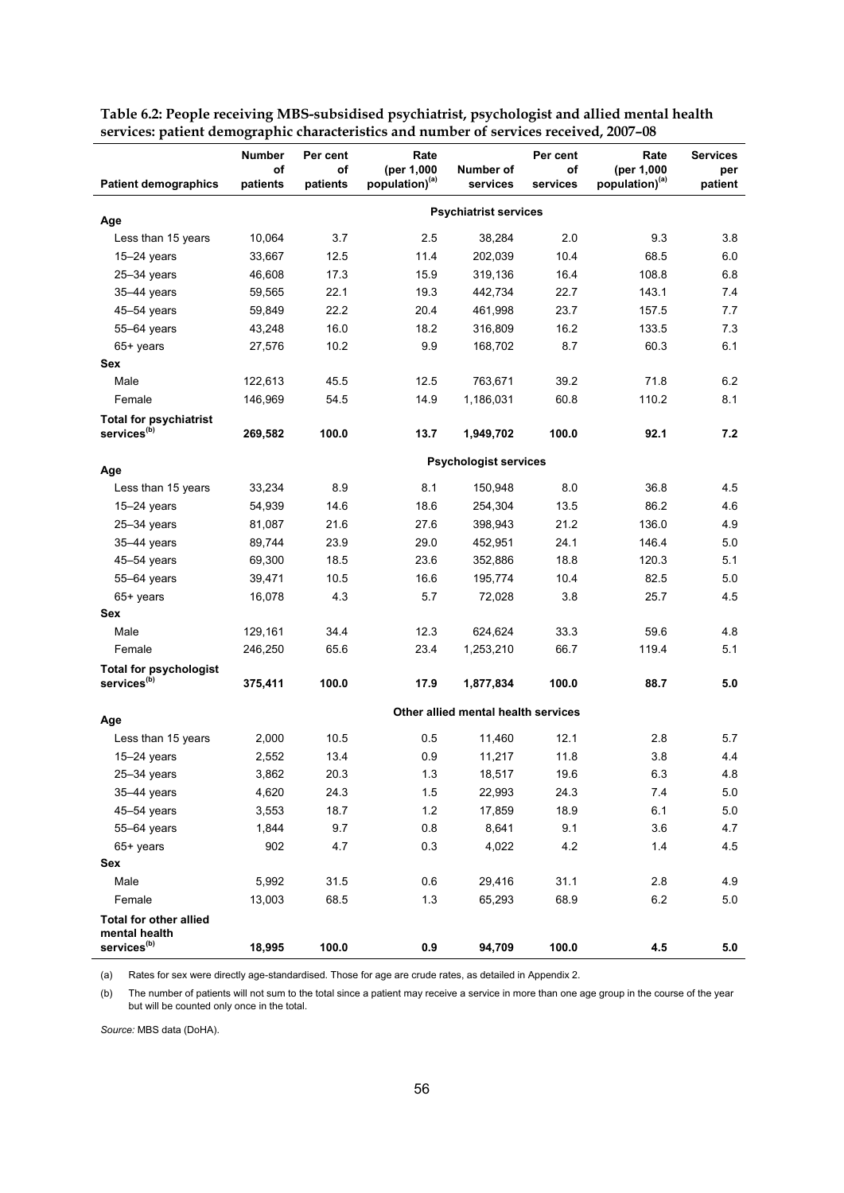**Table 6.2: People receiving MBS-subsidised psychiatrist, psychologist and allied mental health services: patient demographic characteristics and number of services received, 2007–08**

| Patient demographics | Number of patients | Per cent of patients | Rate (per 1,000 population)[(a)] | Number of services | Per cent of services | Rate (per 1,000 population)[(a)] | Services per patient |
|---|---|---|---|---|---|---|---|
| | | | | **Psychiatrist services** | | | |
| **Age** | | | | | | | |
| Less than 15 years | 10,064 | 3.7 | 2.5 | 38,284 | 2.0 | 9.3 | 3.8 |
| 15–24 years | 33,667 | 12.5 | 11.4 | 202,039 | 10.4 | 68.5 | 6.0 |
| 25–34 years | 46,608 | 17.3 | 15.9 | 319,136 | 16.4 | 108.8 | 6.8 |
| 35–44 years | 59,565 | 22.1 | 19.3 | 442,734 | 22.7 | 143.1 | 7.4 |
| 45–54 years | 59,849 | 22.2 | 20.4 | 461,998 | 23.7 | 157.5 | 7.7 |
| 55–64 years | 43,248 | 16.0 | 18.2 | 316,809 | 16.2 | 133.5 | 7.3 |
| 65+ years | 27,576 | 10.2 | 9.9 | 168,702 | 8.7 | 60.3 | 6.1 |
| **Sex** | | | | | | | |
| Male | 122,613 | 45.5 | 12.5 | 763,671 | 39.2 | 71.8 | 6.2 |
| Female | 146,969 | 54.5 | 14.9 | 1,186,031 | 60.8 | 110.2 | 8.1 |
| **Total for psychiatrist services[(b)]** | **269,582** | **100.0** | **13.7** | **1,949,702** | **100.0** | **92.1** | **7.2** |
| | | | | **Psychologist services** | | | |
| **Age** | | | | | | | |
| Less than 15 years | 33,234 | 8.9 | 8.1 | 150,948 | 8.0 | 36.8 | 4.5 |
| 15–24 years | 54,939 | 14.6 | 18.6 | 254,304 | 13.5 | 86.2 | 4.6 |
| 25–34 years | 81,087 | 21.6 | 27.6 | 398,943 | 21.2 | 136.0 | 4.9 |
| 35–44 years | 89,744 | 23.9 | 29.0 | 452,951 | 24.1 | 146.4 | 5.0 |
| 45–54 years | 69,300 | 18.5 | 23.6 | 352,886 | 18.8 | 120.3 | 5.1 |
| 55–64 years | 39,471 | 10.5 | 16.6 | 195,774 | 10.4 | 82.5 | 5.0 |
| 65+ years | 16,078 | 4.3 | 5.7 | 72,028 | 3.8 | 25.7 | 4.5 |
| **Sex** | | | | | | | |
| Male | 129,161 | 34.4 | 12.3 | 624,624 | 33.3 | 59.6 | 4.8 |
| Female | 246,250 | 65.6 | 23.4 | 1,253,210 | 66.7 | 119.4 | 5.1 |
| **Total for psychologist services[(b)]** | **375,411** | **100.0** | **17.9** | **1,877,834** | **100.0** | **88.7** | **5.0** |
| | | | | **Other allied mental health services** | | | |
| **Age** | | | | | | | |
| Less than 15 years | 2,000 | 10.5 | 0.5 | 11,460 | 12.1 | 2.8 | 5.7 |
| 15–24 years | 2,552 | 13.4 | 0.9 | 11,217 | 11.8 | 3.8 | 4.4 |
| 25–34 years | 3,862 | 20.3 | 1.3 | 18,517 | 19.6 | 6.3 | 4.8 |
| 35–44 years | 4,620 | 24.3 | 1.5 | 22,993 | 24.3 | 7.4 | 5.0 |
| 45–54 years | 3,553 | 18.7 | 1.2 | 17,859 | 18.9 | 6.1 | 5.0 |
| 55–64 years | 1,844 | 9.7 | 0.8 | 8,641 | 9.1 | 3.6 | 4.7 |
| 65+ years | 902 | 4.7 | 0.3 | 4,022 | 4.2 | 1.4 | 4.5 |
| **Sex** | | | | | | | |
| Male | 5,992 | 31.5 | 0.6 | 29,416 | 31.1 | 2.8 | 4.9 |
| Female | 13,003 | 68.5 | 1.3 | 65,293 | 68.9 | 6.2 | 5.0 |
| **Total for other allied mental health services[(b)]** | **18,995** | **100.0** | **0.9** | **94,709** | **100.0** | **4.5** | **5.0** |

(a) Rates for sex were directly age-standardised. Those for age are crude rates, as detailed in Appendix 2.

(b) The number of patients will not sum to the total since a patient may receive a service in more than one age group in the course of the year but will be counted only once in the total.

*Source:* MBS data (DoHA).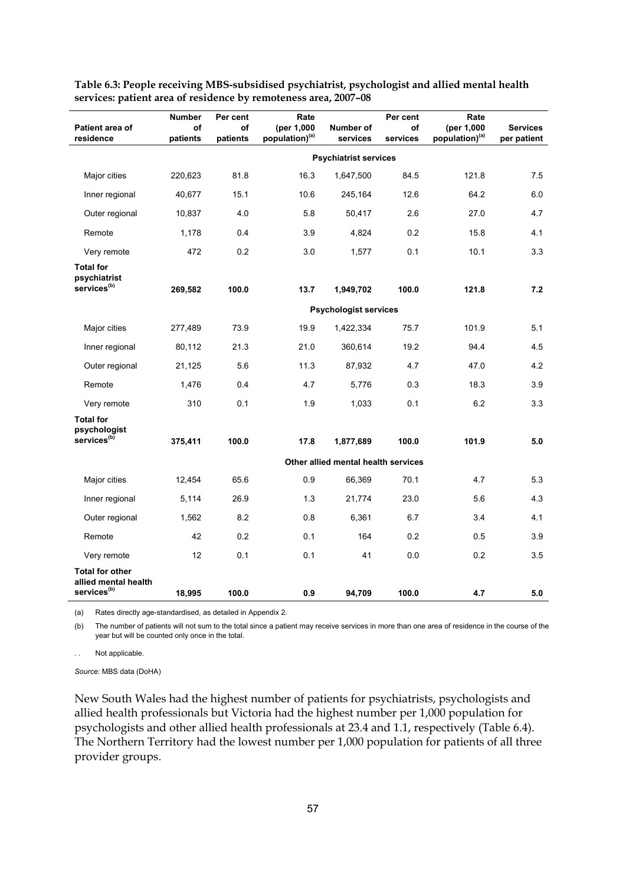**Table 6.3: People receiving MBS-subsidised psychiatrist, psychologist and allied mental health services: patient area of residence by remoteness area, 2007–08**

| Patient area of residence | Number of patients | Per cent of patients | Rate (per 1,000 population)[(a)] | Number of services | Per cent of services | Rate (per 1,000 population)[(a)] | Services per patient |
|---|---|---|---|---|---|---|---|
| | | | | **Psychiatrist services** | | | |
| Major cities | 220,623 | 81.8 | 16.3 | 1,647,500 | 84.5 | 121.8 | 7.5 |
| Inner regional | 40,677 | 15.1 | 10.6 | 245,164 | 12.6 | 64.2 | 6.0 |
| Outer regional | 10,837 | 4.0 | 5.8 | 50,417 | 2.6 | 27.0 | 4.7 |
| Remote | 1,178 | 0.4 | 3.9 | 4,824 | 0.2 | 15.8 | 4.1 |
| Very remote | 472 | 0.2 | 3.0 | 1,577 | 0.1 | 10.1 | 3.3 |
| **Total for psychiatrist services[(b)]** | **269,582** | **100.0** | **13.7** | **1,949,702** | **100.0** | **121.8** | **7.2** |
| | | | | **Psychologist services** | | | |
| Major cities | 277,489 | 73.9 | 19.9 | 1,422,334 | 75.7 | 101.9 | 5.1 |
| Inner regional | 80,112 | 21.3 | 21.0 | 360,614 | 19.2 | 94.4 | 4.5 |
| Outer regional | 21,125 | 5.6 | 11.3 | 87,932 | 4.7 | 47.0 | 4.2 |
| Remote | 1,476 | 0.4 | 4.7 | 5,776 | 0.3 | 18.3 | 3.9 |
| Very remote | 310 | 0.1 | 1.9 | 1,033 | 0.1 | 6.2 | 3.3 |
| **Total for psychologist services[(b)]** | **375,411** | **100.0** | **17.8** | **1,877,689** | **100.0** | **101.9** | **5.0** |
| | | | | **Other allied mental health services** | | | |
| Major cities | 12,454 | 65.6 | 0.9 | 66,369 | 70.1 | 4.7 | 5.3 |
| Inner regional | 5,114 | 26.9 | 1.3 | 21,774 | 23.0 | 5.6 | 4.3 |
| Outer regional | 1,562 | 8.2 | 0.8 | 6,361 | 6.7 | 3.4 | 4.1 |
| Remote | 42 | 0.2 | 0.1 | 164 | 0.2 | 0.5 | 3.9 |
| Very remote | 12 | 0.1 | 0.1 | 41 | 0.0 | 0.2 | 3.5 |
| **Total for other allied mental health services[(b)]** | **18,995** | **100.0** | **0.9** | **94,709** | **100.0** | **4.7** | **5.0** |

(a) Rates directly age-standardised, as detailed in Appendix 2.

(b) The number of patients will not sum to the total since a patient may receive services in more than one area of residence in the course of the year but will be counted only once in the total.

. . Not applicable.

*Source:* MBS data (DoHA)

New South Wales had the highest number of patients for psychiatrists, psychologists and allied health professionals but Victoria had the highest number per 1,000 population for psychologists and other allied health professionals at 23.4 and 1.1, respectively (Table 6.4). The Northern Territory had the lowest number per 1,000 population for patients of all three provider groups.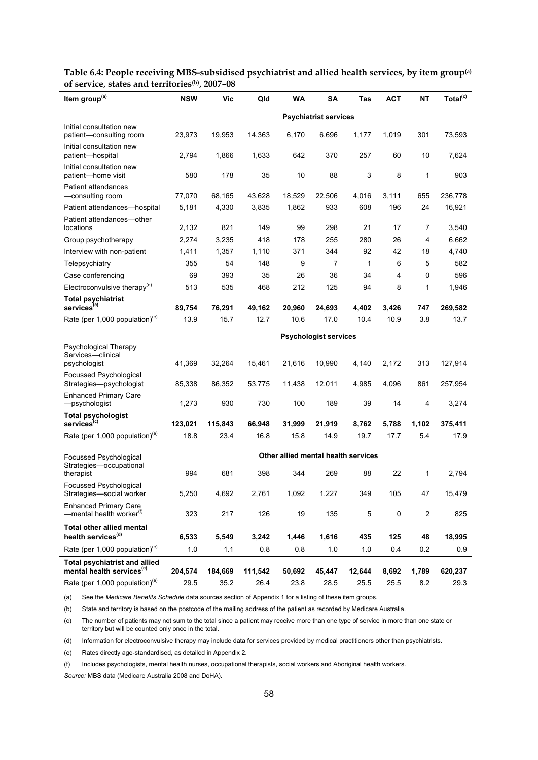**Table 6.4: People receiving MBS-subsidised psychiatrist and allied health services, by item group[(a)] of service, states and territories[(b)], 2007–08**

| Item group[(a)] | NSW | Vic | Qld | WA | SA | Tas | ACT | NT | Total[(c)] |
|---|---|---|---|---|---|---|---|---|---|
| | | | | | **Psychiatrist services** | | | | |
| Initial consultation new patient—consulting room | 23,973 | 19,953 | 14,363 | 6,170 | 6,696 | 1,177 | 1,019 | 301 | 73,593 |
| Initial consultation new patient—hospital | 2,794 | 1,866 | 1,633 | 642 | 370 | 257 | 60 | 10 | 7,624 |
| Initial consultation new patient—home visit | 580 | 178 | 35 | 10 | 88 | 3 | 8 | 1 | 903 |
| Patient attendances —consulting room | 77,070 | 68,165 | 43,628 | 18,529 | 22,506 | 4,016 | 3,111 | 655 | 236,778 |
| Patient attendances—hospital | 5,181 | 4,330 | 3,835 | 1,862 | 933 | 608 | 196 | 24 | 16,921 |
| Patient attendances—other locations | 2,132 | 821 | 149 | 99 | 298 | 21 | 17 | 7 | 3,540 |
| Group psychotherapy | 2,274 | 3,235 | 418 | 178 | 255 | 280 | 26 | 4 | 6,662 |
| Interview with non-patient | 1,411 | 1,357 | 1,110 | 371 | 344 | 92 | 42 | 18 | 4,740 |
| Telepsychiatry | 355 | 54 | 148 | 9 | 7 | 1 | 6 | 5 | 582 |
| Case conferencing | 69 | 393 | 35 | 26 | 36 | 34 | 4 | 0 | 596 |
| Electroconvulsive therapy[(d)] | 513 | 535 | 468 | 212 | 125 | 94 | 8 | 1 | 1,946 |
| **Total psychiatrist services[(c)]** | **89,754** | **76,291** | **49,162** | **20,960** | **24,693** | **4,402** | **3,426** | **747** | **269,582** |
| Rate (per 1,000 population)[(e)] | 13.9 | 15.7 | 12.7 | 10.6 | 17.0 | 10.4 | 10.9 | 3.8 | 13.7 |
| | | | | | **Psychologist services** | | | | |
| Psychological Therapy Services—clinical psychologist | 41,369 | 32,264 | 15,461 | 21,616 | 10,990 | 4,140 | 2,172 | 313 | 127,914 |
| Focussed Psychological Strategies—psychologist | 85,338 | 86,352 | 53,775 | 11,438 | 12,011 | 4,985 | 4,096 | 861 | 257,954 |
| Enhanced Primary Care —psychologist | 1,273 | 930 | 730 | 100 | 189 | 39 | 14 | 4 | 3,274 |
| **Total psychologist services[(c)]** | **123,021** | **115,843** | **66,948** | **31,999** | **21,919** | **8,762** | **5,788** | **1,102** | **375,411** |
| Rate (per 1,000 population)[(e)] | 18.8 | 23.4 | 16.8 | 15.8 | 14.9 | 19.7 | 17.7 | 5.4 | 17.9 |
| | | | | | **Other allied mental health services** | | | | |
| Focussed Psychological Strategies—occupational therapist | 994 | 681 | 398 | 344 | 269 | 88 | 22 | 1 | 2,794 |
| Focussed Psychological Strategies—social worker | 5,250 | 4,692 | 2,761 | 1,092 | 1,227 | 349 | 105 | 47 | 15,479 |
| Enhanced Primary Care —mental health worker[(f)] | 323 | 217 | 126 | 19 | 135 | 5 | 0 | 2 | 825 |
| **Total other allied mental health services[(d)]** | **6,533** | **5,549** | **3,242** | **1,446** | **1,616** | **435** | **125** | **48** | **18,995** |
| Rate (per 1,000 population)[(e)] | 1.0 | 1.1 | 0.8 | 0.8 | 1.0 | 1.0 | 0.4 | 0.2 | 0.9 |
| **Total psychiatrist and allied mental health services[(c)]** | **204,574** | **184,669** | **111,542** | **50,692** | **45,447** | **12,644** | **8,692** | **1,789** | **620,237** |
| Rate (per 1,000 population)[(e)] | 29.5 | 35.2 | 26.4 | 23.8 | 28.5 | 25.5 | 25.5 | 8.2 | 29.3 |

(a) See the *Medicare Benefits Schedule* data sources section of Appendix 1 for a listing of these item groups.

(b) State and territory is based on the postcode of the mailing address of the patient as recorded by Medicare Australia.

(c) The number of patients may not sum to the total since a patient may receive more than one type of service in more than one state or territory but will be counted only once in the total.

(d) Information for electroconvulsive therapy may include data for services provided by medical practitioners other than psychiatrists.

(e) Rates directly age-standardised, as detailed in Appendix 2.

(f) Includes psychologists, mental health nurses, occupational therapists, social workers and Aboriginal health workers.

*Source:* MBS data (Medicare Australia 2008 and DoHA).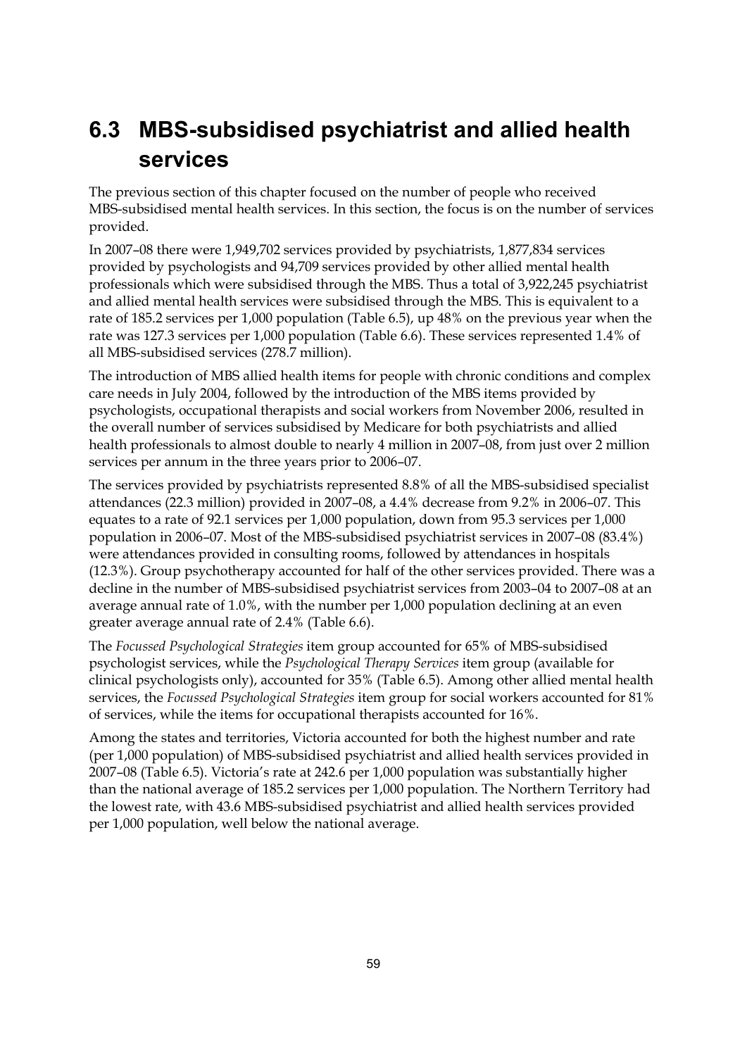## 6.3 MBS-subsidised psychiatrist and allied health services

The previous section of this chapter focused on the number of people who received MBS-subsidised mental health services. In this section, the focus is on the number of services provided.

In 2007–08 there were 1,949,702 services provided by psychiatrists, 1,877,834 services provided by psychologists and 94,709 services provided by other allied mental health professionals which were subsidised through the MBS. Thus a total of 3,922,245 psychiatrist and allied mental health services were subsidised through the MBS. This is equivalent to a rate of 185.2 services per 1,000 population (Table 6.5), up 48% on the previous year when the rate was 127.3 services per 1,000 population (Table 6.6). These services represented 1.4% of all MBS-subsidised services (278.7 million).

The introduction of MBS allied health items for people with chronic conditions and complex care needs in July 2004, followed by the introduction of the MBS items provided by psychologists, occupational therapists and social workers from November 2006, resulted in the overall number of services subsidised by Medicare for both psychiatrists and allied health professionals to almost double to nearly 4 million in 2007–08, from just over 2 million services per annum in the three years prior to 2006–07.

The services provided by psychiatrists represented 8.8% of all the MBS-subsidised specialist attendances (22.3 million) provided in 2007–08, a 4.4% decrease from 9.2% in 2006–07. This equates to a rate of 92.1 services per 1,000 population, down from 95.3 services per 1,000 population in 2006–07. Most of the MBS-subsidised psychiatrist services in 2007–08 (83.4%) were attendances provided in consulting rooms, followed by attendances in hospitals (12.3%). Group psychotherapy accounted for half of the other services provided. There was a decline in the number of MBS-subsidised psychiatrist services from 2003–04 to 2007–08 at an average annual rate of 1.0%, with the number per 1,000 population declining at an even greater average annual rate of 2.4% (Table 6.6).

The *Focussed Psychological Strategies* item group accounted for 65% of MBS-subsidised psychologist services, while the *Psychological Therapy Services* item group (available for clinical psychologists only), accounted for 35% (Table 6.5). Among other allied mental health services, the *Focussed Psychological Strategies* item group for social workers accounted for 81% of services, while the items for occupational therapists accounted for 16%.

Among the states and territories, Victoria accounted for both the highest number and rate (per 1,000 population) of MBS-subsidised psychiatrist and allied health services provided in 2007–08 (Table 6.5). Victoria's rate at 242.6 per 1,000 population was substantially higher than the national average of 185.2 services per 1,000 population. The Northern Territory had the lowest rate, with 43.6 MBS-subsidised psychiatrist and allied health services provided per 1,000 population, well below the national average.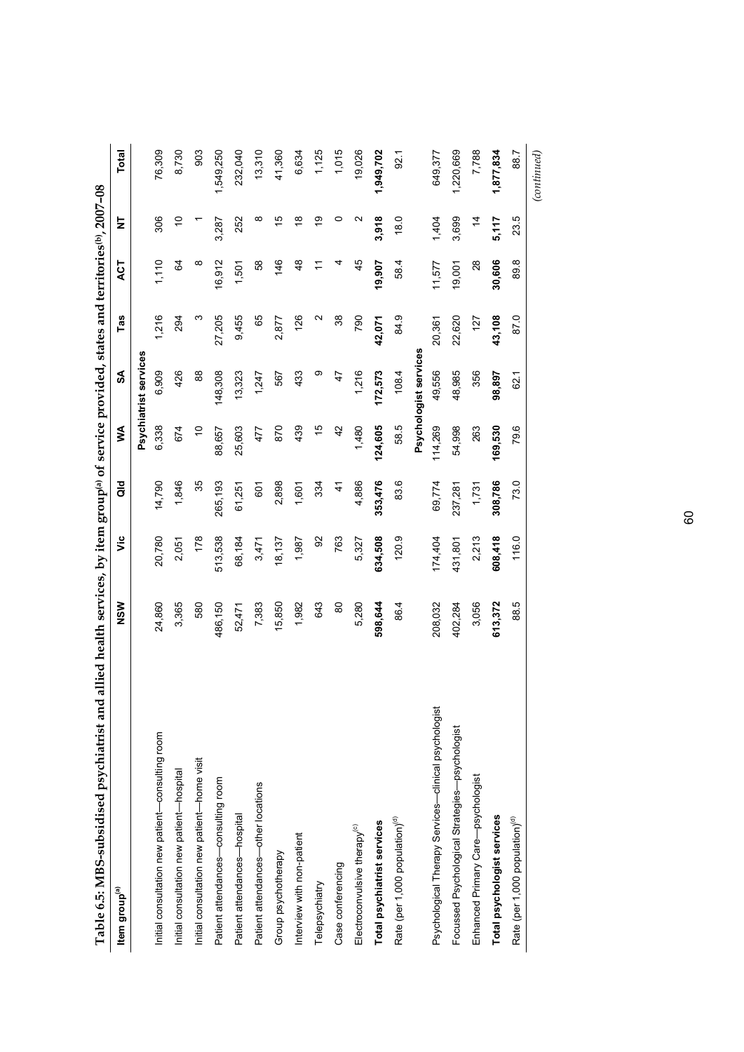**Table 6.5: MBS-subsidised psychiatrist and allied health services, by item group[(a)] of service provided, states and territories[(b)], 2007–08**

| Item group[(a)] | NSW | Vic | Qld | WA | SA | Tas | ACT | NT | Total |
|---|---|---|---|---|---|---|---|---|---|
| | | | | | **Psychiatrist services** | | | | |
| Initial consultation new patient—consulting room | 24,860 | 20,780 | 14,790 | 6,338 | 6,909 | 1,216 | 1,110 | 306 | 76,309 |
| Initial consultation new patient—hospital | 3,365 | 2,051 | 1,846 | 674 | 426 | 294 | 64 | 10 | 8,730 |
| Initial consultation new patient—home visit | 580 | 178 | 35 | 10 | 88 | 3 | 8 | 1 | 903 |
| Patient attendances—consulting room | 486,150 | 513,538 | 265,193 | 88,657 | 148,308 | 27,205 | 16,912 | 3,287 | 1,549,250 |
| Patient attendances—hospital | 52,471 | 68,184 | 61,251 | 25,603 | 13,323 | 9,455 | 1,501 | 252 | 232,040 |
| Patient attendances—other locations | 7,383 | 3,471 | 601 | 477 | 1,247 | 65 | 58 | 8 | 13,310 |
| Group psychotherapy | 15,850 | 18,137 | 2,898 | 870 | 567 | 2,877 | 146 | 15 | 41,360 |
| Interview with non-patient | 1,982 | 1,987 | 1,601 | 439 | 433 | 126 | 48 | 18 | 6,634 |
| Telepsychiatry | 643 | 92 | 334 | 15 | 9 | 2 | 11 | 19 | 1,125 |
| Case conferencing | 80 | 763 | 41 | 42 | 47 | 38 | 4 | 0 | 1,015 |
| Electroconvulsive therapy[(c)] | 5,280 | 5,327 | 4,886 | 1,480 | 1,216 | 790 | 45 | 2 | 19,026 |
| **Total psychiatrist services** | **598,644** | **634,508** | **353,476** | **124,605** | **172,573** | **42,071** | **19,907** | **3,918** | **1,949,702** |
| Rate (per 1,000 population)[(d)] | 86.4 | 120.9 | 83.6 | 58.5 | 108.4 | 84.9 | 58.4 | 18.0 | 92.1 |
| | | | | | **Psychologist services** | | | | |
| Psychological Therapy Services—clinical psychologist | 208,032 | 174,404 | 69,774 | 114,269 | 49,556 | 20,361 | 11,577 | 1,404 | 649,377 |
| Focussed Psychological Strategies—psychologist | 402,284 | 431,801 | 237,281 | 54,998 | 48,985 | 22,620 | 19,001 | 3,699 | 1,220,669 |
| Enhanced Primary Care—psychologist | 3,056 | 2,213 | 1,731 | 263 | 356 | 127 | 28 | 14 | 7,788 |
| **Total psychologist services** | **613,372** | **608,418** | **308,786** | **169,530** | **98,897** | **43,108** | **30,606** | **5,117** | **1,877,834** |
| Rate (per 1,000 population)[(d)] | 88.5 | 116.0 | 73.0 | 79.6 | 62.1 | 87.0 | 89.8 | 23.5 | 88.7 |

*(continued)*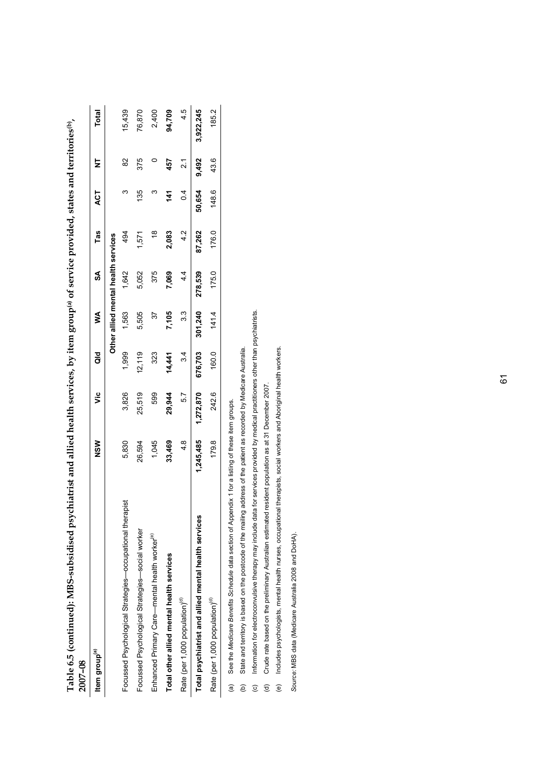**Table 6.5 (continued): MBS-subsidised psychiatrist and allied health services, by item group[(a)] of service provided, states and territories[(b)], 2007–08**

| Item group[(a)] | NSW | Vic | Qld | WA | SA | Tas | ACT | NT | Total |
|---|---|---|---|---|---|---|---|---|---|
| | | | | Other allied mental health services | | | | | |
| Focussed Psychological Strategies—occupational therapist | 5,830 | 3,826 | 1,999 | 1,563 | 1,642 | 494 | 3 | 82 | 15,439 |
| Focussed Psychological Strategies—social worker | 26,594 | 25,519 | 12,119 | 5,505 | 5,052 | 1,571 | 135 | 375 | 76,870 |
| Enhanced Primary Care—mental health worker[(e)] | 1,045 | 599 | 323 | 37 | 375 | 18 | 3 | 0 | 2,400 |
| **Total other allied mental health services** | **33,469** | **29,944** | **14,441** | **7,105** | **7,069** | **2,083** | **141** | **457** | **94,709** |
| Rate (per 1,000 population)[(d)] | 4.8 | 5.7 | 3.4 | 3.3 | 4.4 | 4.2 | 0.4 | 2.1 | 4.5 |
| **Total psychiatrist and allied mental health services** | **1,245,485** | **1,272,870** | **676,703** | **301,240** | **278,539** | **87,262** | **50,654** | **9,492** | **3,922,245** |
| Rate (per 1,000 population)[(d)] | 179.8 | 242.6 | 160.0 | 141.4 | 175.0 | 176.0 | 148.6 | 43.6 | 185.2 |

(a) See the *Medicare Benefits Schedule* data section of Appendix 1 for a listing of these item groups.

(b) State and territory is based on the postcode of the mailing address of the patient as recorded by Medicare Australia.

(c) Information for electroconvulsive therapy may include data for services provided by medical practitioners other than psychiatrists.

(d) Crude rate based on the preliminary Australian estimated resident population as at 31 December 2007.

(e) Includes psychologists, mental health nurses, occupational therapists, social workers and Aboriginal health workers.

*Source:* MBS data (Medicare Australia 2008 and DoHA).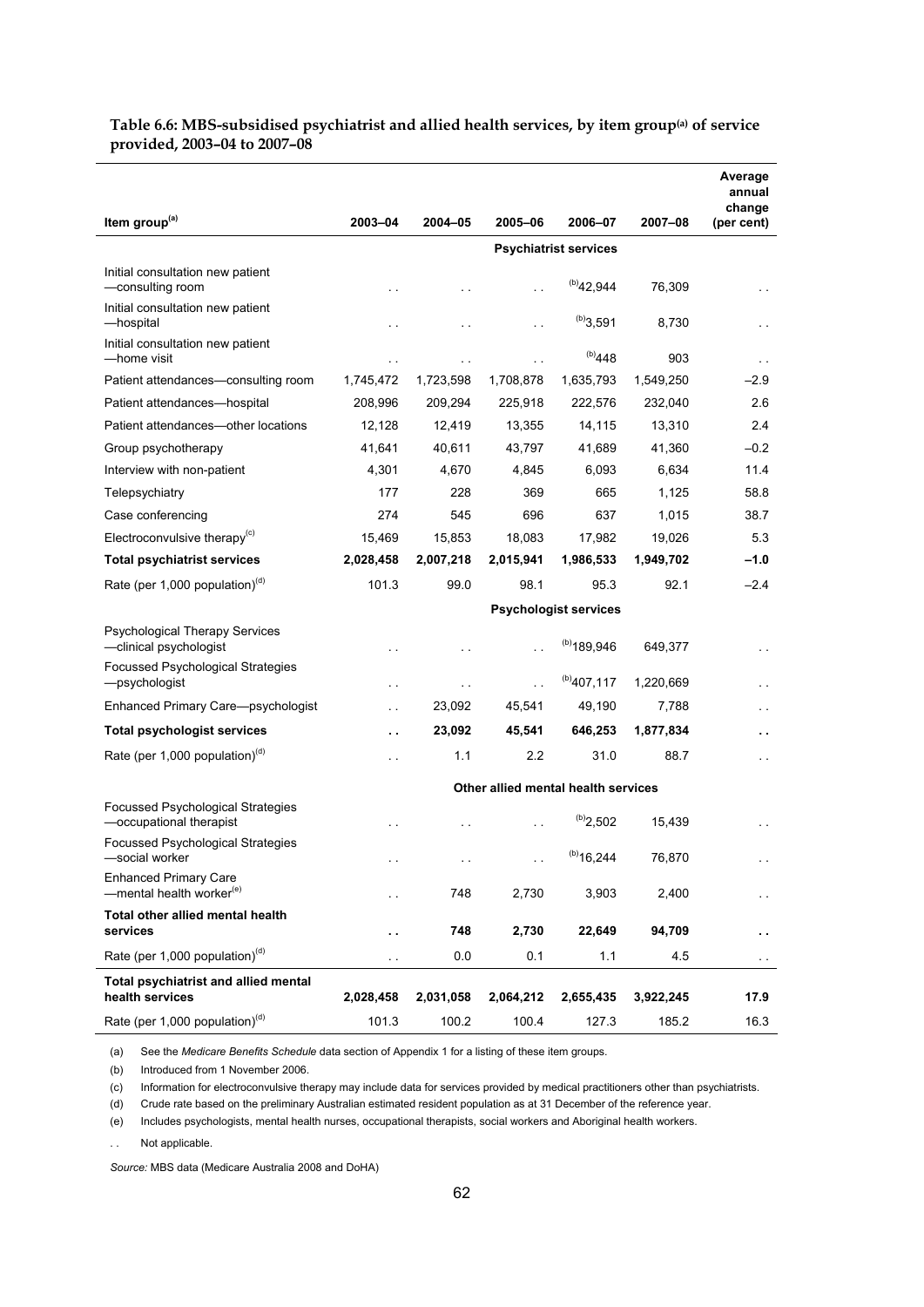**Table 6.6: MBS-subsidised psychiatrist and allied health services, by item group[(a)] of service provided, 2003–04 to 2007–08**

| Item group[(a)] | 2003–04 | 2004–05 | 2005–06 | 2006–07 | 2007–08 | Average annual change (per cent) |
|---|---|---|---|---|---|---|
| | | | | **Psychiatrist services** | | |
| Initial consultation new patient—consulting room | . . | . . | . . | [(b)]42,944 | 76,309 | . . |
| Initial consultation new patient—hospital | . . | . . | . . | [(b)]3,591 | 8,730 | . . |
| Initial consultation new patient—home visit | . . | . . | . . | [(b)]448 | 903 | . . |
| Patient attendances—consulting room | 1,745,472 | 1,723,598 | 1,708,878 | 1,635,793 | 1,549,250 | –2.9 |
| Patient attendances—hospital | 208,996 | 209,294 | 225,918 | 222,576 | 232,040 | 2.6 |
| Patient attendances—other locations | 12,128 | 12,419 | 13,355 | 14,115 | 13,310 | 2.4 |
| Group psychotherapy | 41,641 | 40,611 | 43,797 | 41,689 | 41,360 | –0.2 |
| Interview with non-patient | 4,301 | 4,670 | 4,845 | 6,093 | 6,634 | 11.4 |
| Telepsychiatry | 177 | 228 | 369 | 665 | 1,125 | 58.8 |
| Case conferencing | 274 | 545 | 696 | 637 | 1,015 | 38.7 |
| Electroconvulsive therapy[(c)] | 15,469 | 15,853 | 18,083 | 17,982 | 19,026 | 5.3 |
| **Total psychiatrist services** | **2,028,458** | **2,007,218** | **2,015,941** | **1,986,533** | **1,949,702** | **–1.0** |
| Rate (per 1,000 population)[(d)] | 101.3 | 99.0 | 98.1 | 95.3 | 92.1 | –2.4 |
| | | | | **Psychologist services** | | |
| Psychological Therapy Services—clinical psychologist | . . | . . | . . | [(b)]189,946 | 649,377 | . . |
| Focussed Psychological Strategies—psychologist | . . | . . | . . | [(b)]407,117 | 1,220,669 | . . |
| Enhanced Primary Care—psychologist | . . | 23,092 | 45,541 | 49,190 | 7,788 | . . |
| **Total psychologist services** | **. .** | **23,092** | **45,541** | **646,253** | **1,877,834** | **. .** |
| Rate (per 1,000 population)[(d)] | . . | 1.1 | 2.2 | 31.0 | 88.7 | . . |
| | | | | **Other allied mental health services** | | |
| Focussed Psychological Strategies—occupational therapist | . . | . . | . . | [(b)]2,502 | 15,439 | . . |
| Focussed Psychological Strategies—social worker | . . | . . | . . | [(b)]16,244 | 76,870 | . . |
| Enhanced Primary Care—mental health worker[(e)] | . . | 748 | 2,730 | 3,903 | 2,400 | . . |
| **Total other allied mental health services** | **. .** | **748** | **2,730** | **22,649** | **94,709** | **. .** |
| Rate (per 1,000 population)[(d)] | . . | 0.0 | 0.1 | 1.1 | 4.5 | . . |
| **Total psychiatrist and allied mental health services** | **2,028,458** | **2,031,058** | **2,064,212** | **2,655,435** | **3,922,245** | **17.9** |
| Rate (per 1,000 population)[(d)] | 101.3 | 100.2 | 100.4 | 127.3 | 185.2 | 16.3 |

(a) See the *Medicare Benefits Schedule* data section of Appendix 1 for a listing of these item groups.

(b) Introduced from 1 November 2006.

(c) Information for electroconvulsive therapy may include data for services provided by medical practitioners other than psychiatrists.

(d) Crude rate based on the preliminary Australian estimated resident population as at 31 December of the reference year.

(e) Includes psychologists, mental health nurses, occupational therapists, social workers and Aboriginal health workers.

. . Not applicable.

*Source:* MBS data (Medicare Australia 2008 and DoHA)